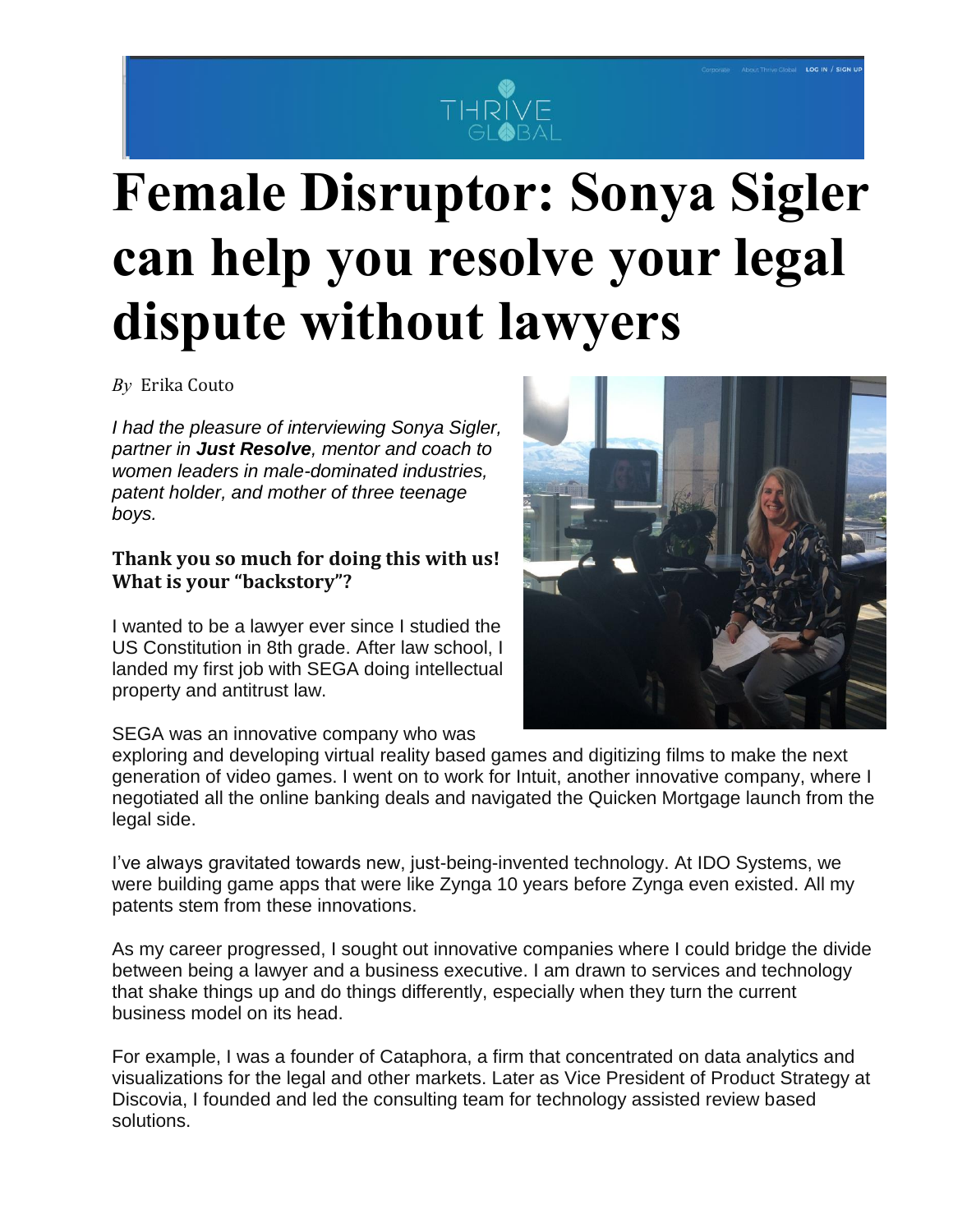# Female Disruptor: Sonya Sigler can help you resolve your legal dispute without lawyers

*By* Erika Couto

*I had the pleasure of interviewing Sonya Sigler, partner in* ***Just Resolve****, mentor and coach to women leaders in male-dominated industries, patent holder, and mother of three teenage boys.*

**Thank you so much for doing this with us! What is your "backstory"?**

I wanted to be a lawyer ever since I studied the US Constitution in 8th grade. After law school, I landed my first job with SEGA doing intellectual property and antitrust law.

SEGA was an innovative company who was exploring and developing virtual reality based games and digitizing films to make the next generation of video games. I went on to work for Intuit, another innovative company, where I negotiated all the online banking deals and navigated the Quicken Mortgage launch from the legal side.

I've always gravitated towards new, just-being-invented technology. At IDO Systems, we were building game apps that were like Zynga 10 years before Zynga even existed. All my patents stem from these innovations.

As my career progressed, I sought out innovative companies where I could bridge the divide between being a lawyer and a business executive. I am drawn to services and technology that shake things up and do things differently, especially when they turn the current business model on its head.

For example, I was a founder of Cataphora, a firm that concentrated on data analytics and visualizations for the legal and other markets. Later as Vice President of Product Strategy at Discovia, I founded and led the consulting team for technology assisted review based solutions.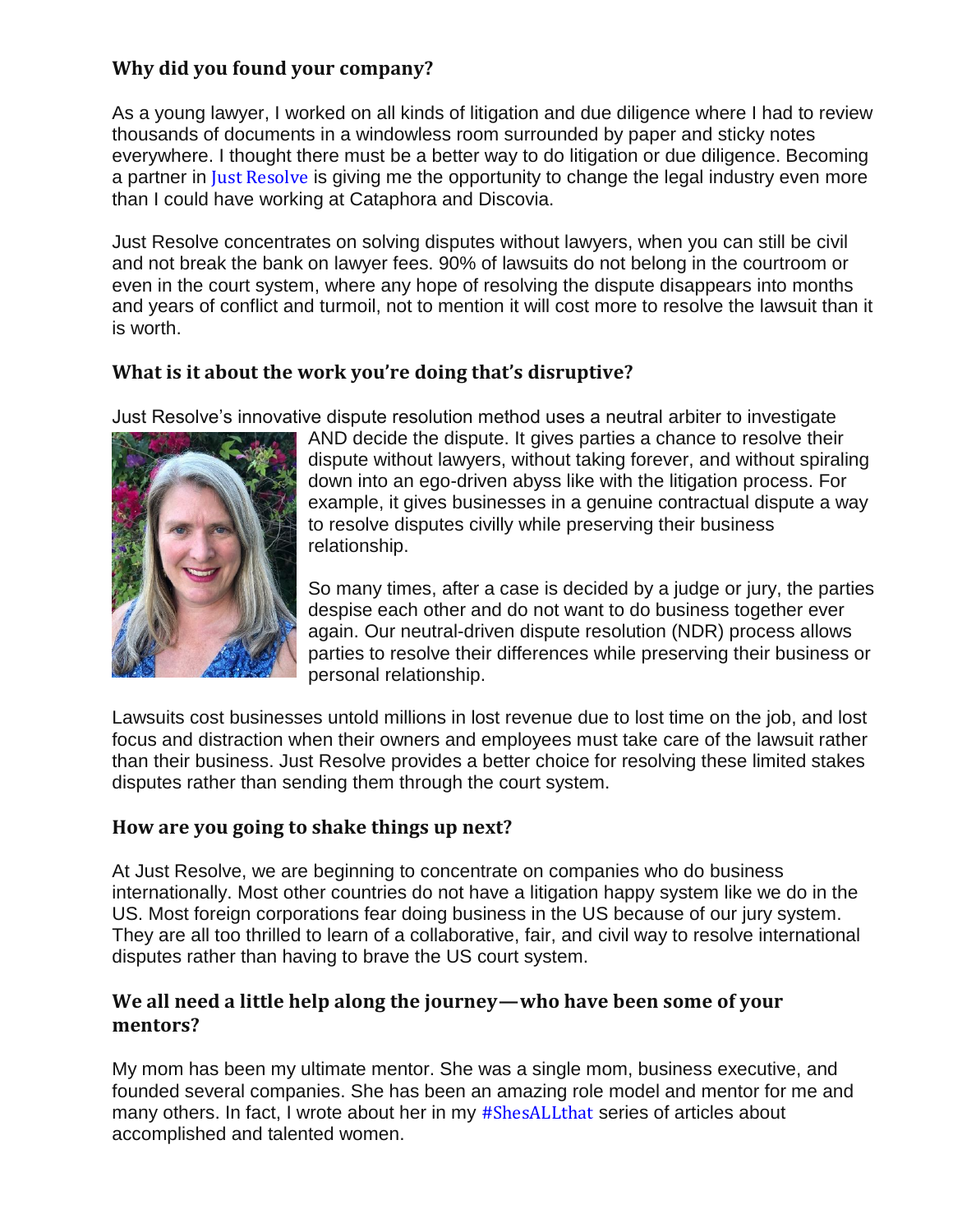### Why did you found your company?

As a young lawyer, I worked on all kinds of litigation and due diligence where I had to review thousands of documents in a windowless room surrounded by paper and sticky notes everywhere. I thought there must be a better way to do litigation or due diligence. Becoming a partner in Just Resolve is giving me the opportunity to change the legal industry even more than I could have working at Cataphora and Discovia.

Just Resolve concentrates on solving disputes without lawyers, when you can still be civil and not break the bank on lawyer fees. 90% of lawsuits do not belong in the courtroom or even in the court system, where any hope of resolving the dispute disappears into months and years of conflict and turmoil, not to mention it will cost more to resolve the lawsuit than it is worth.

### What is it about the work you're doing that's disruptive?

Just Resolve's innovative dispute resolution method uses a neutral arbiter to investigate AND decide the dispute. It gives parties a chance to resolve their dispute without lawyers, without taking forever, and without spiraling down into an ego-driven abyss like with the litigation process. For example, it gives businesses in a genuine contractual dispute a way to resolve disputes civilly while preserving their business relationship.

So many times, after a case is decided by a judge or jury, the parties despise each other and do not want to do business together ever again. Our neutral-driven dispute resolution (NDR) process allows parties to resolve their differences while preserving their business or personal relationship.

Lawsuits cost businesses untold millions in lost revenue due to lost time on the job, and lost focus and distraction when their owners and employees must take care of the lawsuit rather than their business. Just Resolve provides a better choice for resolving these limited stakes disputes rather than sending them through the court system.

### How are you going to shake things up next?

At Just Resolve, we are beginning to concentrate on companies who do business internationally. Most other countries do not have a litigation happy system like we do in the US. Most foreign corporations fear doing business in the US because of our jury system. They are all too thrilled to learn of a collaborative, fair, and civil way to resolve international disputes rather than having to brave the US court system.

### We all need a little help along the journey—who have been some of your mentors?

My mom has been my ultimate mentor. She was a single mom, business executive, and founded several companies. She has been an amazing role model and mentor for me and many others. In fact, I wrote about her in my #ShesALLthat series of articles about accomplished and talented women.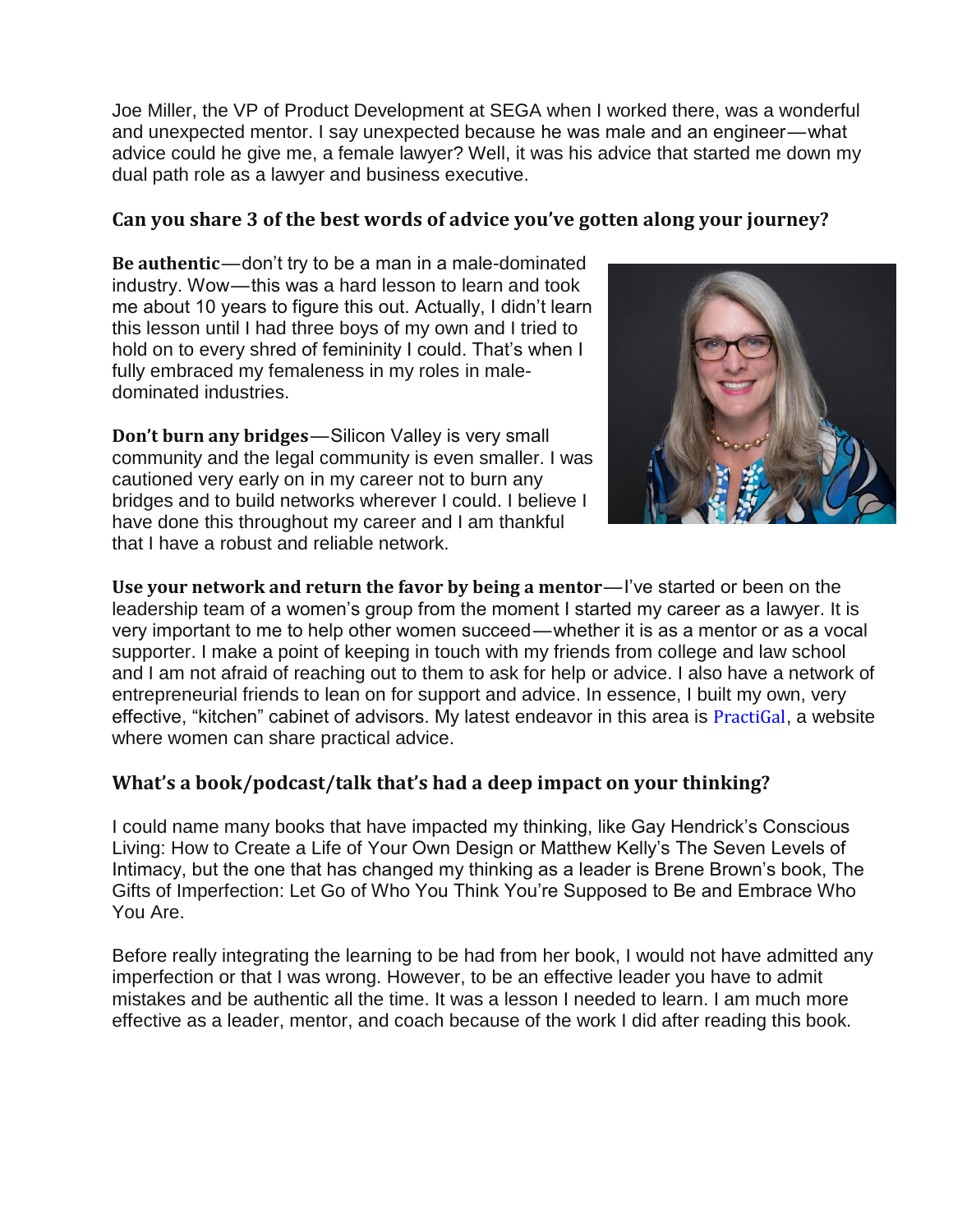Joe Miller, the VP of Product Development at SEGA when I worked there, was a wonderful and unexpected mentor. I say unexpected because he was male and an engineer—what advice could he give me, a female lawyer? Well, it was his advice that started me down my dual path role as a lawyer and business executive.

## Can you share 3 of the best words of advice you've gotten along your journey?

**Be authentic**—don't try to be a man in a male-dominated industry. Wow—this was a hard lesson to learn and took me about 10 years to figure this out. Actually, I didn't learn this lesson until I had three boys of my own and I tried to hold on to every shred of femininity I could. That's when I fully embraced my femaleness in my roles in male-dominated industries.

**Don't burn any bridges**—Silicon Valley is very small community and the legal community is even smaller. I was cautioned very early on in my career not to burn any bridges and to build networks wherever I could. I believe I have done this throughout my career and I am thankful that I have a robust and reliable network.

**Use your network and return the favor by being a mentor**—I've started or been on the leadership team of a women's group from the moment I started my career as a lawyer. It is very important to me to help other women succeed—whether it is as a mentor or as a vocal supporter. I make a point of keeping in touch with my friends from college and law school and I am not afraid of reaching out to them to ask for help or advice. I also have a network of entrepreneurial friends to lean on for support and advice. In essence, I built my own, very effective, "kitchen" cabinet of advisors. My latest endeavor in this area is PractiGal, a website where women can share practical advice.

## What's a book/podcast/talk that's had a deep impact on your thinking?

I could name many books that have impacted my thinking, like Gay Hendrick's Conscious Living: How to Create a Life of Your Own Design or Matthew Kelly's The Seven Levels of Intimacy, but the one that has changed my thinking as a leader is Brene Brown's book, The Gifts of Imperfection: Let Go of Who You Think You're Supposed to Be and Embrace Who You Are.

Before really integrating the learning to be had from her book, I would not have admitted any imperfection or that I was wrong. However, to be an effective leader you have to admit mistakes and be authentic all the time. It was a lesson I needed to learn. I am much more effective as a leader, mentor, and coach because of the work I did after reading this book.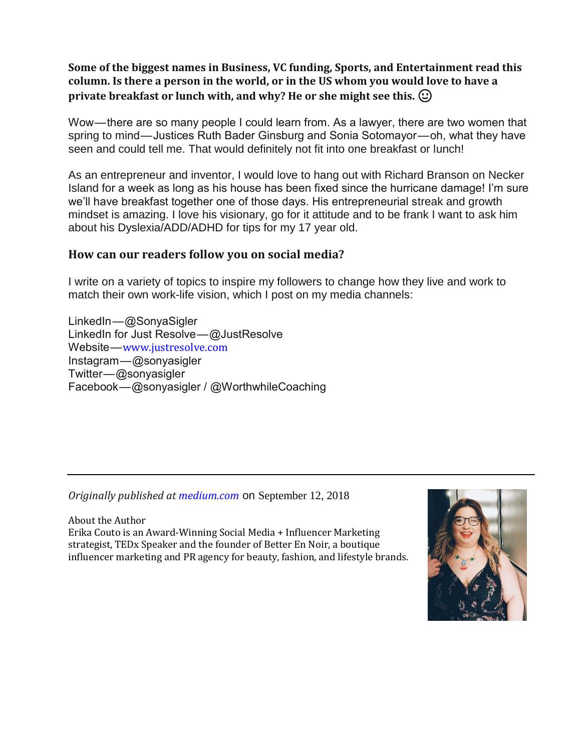**Some of the biggest names in Business, VC funding, Sports, and Entertainment read this column. Is there a person in the world, or in the US whom you would love to have a private breakfast or lunch with, and why? He or she might see this. ☺**

Wow—there are so many people I could learn from. As a lawyer, there are two women that spring to mind—Justices Ruth Bader Ginsburg and Sonia Sotomayor—oh, what they have seen and could tell me. That would definitely not fit into one breakfast or lunch!

As an entrepreneur and inventor, I would love to hang out with Richard Branson on Necker Island for a week as long as his house has been fixed since the hurricane damage! I'm sure we'll have breakfast together one of those days. His entrepreneurial streak and growth mindset is amazing. I love his visionary, go for it attitude and to be frank I want to ask him about his Dyslexia/ADD/ADHD for tips for my 17 year old.

### How can our readers follow you on social media?

I write on a variety of topics to inspire my followers to change how they live and work to match their own work-life vision, which I post on my media channels:

LinkedIn—@SonyaSigler
LinkedIn for Just Resolve—@JustResolve
Website—www.justresolve.com
Instagram—@sonyasigler
Twitter—@sonyasigler
Facebook—@sonyasigler / @WorthwhileCoaching

---

*Originally published at medium.com* on September 12, 2018

About the Author
Erika Couto is an Award-Winning Social Media + Influencer Marketing strategist, TEDx Speaker and the founder of Better En Noir, a boutique influencer marketing and PR agency for beauty, fashion, and lifestyle brands.